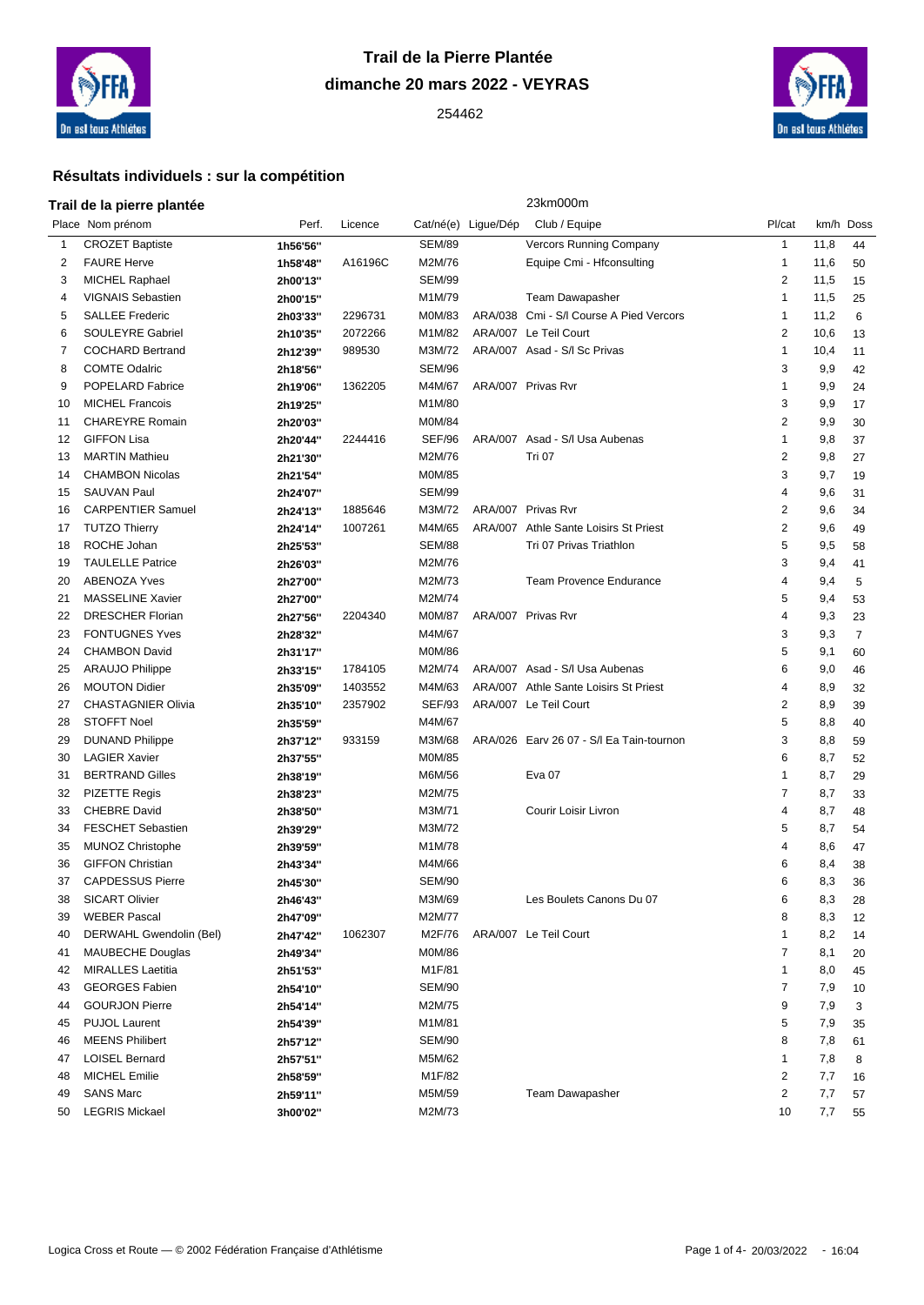# Trail de la Pierre Plantée

## dimanche 20 mars 2022 - VEYRAS

254462

### Résultats individuels : sur la compétition

**Trail de la pierre plantée** — 23km000m

| Place | Nom prénom | Perf. | Licence | Cat/né(e) | Ligue/Dép | Club / Equipe | Pl/cat | km/h | Doss |
|---|---|---|---|---|---|---|---|---|---|
| 1 | CROZET Baptiste | 1h56'56'' | | SEM/89 | | Vercors Running Company | 1 | 11,8 | 44 |
| 2 | FAURE Herve | 1h58'48'' | A16196C | M2M/76 | | Equipe Cmi - Hfconsulting | 1 | 11,6 | 50 |
| 3 | MICHEL Raphael | 2h00'13'' | | SEM/99 | | | 2 | 11,5 | 15 |
| 4 | VIGNAIS Sebastien | 2h00'15'' | | M1M/79 | | Team Dawapasher | 1 | 11,5 | 25 |
| 5 | SALLEE Frederic | 2h03'33'' | 2296731 | M0M/83 | ARA/038 | Cmi - S/l Course A Pied Vercors | 1 | 11,2 | 6 |
| 6 | SOULEYRE Gabriel | 2h10'35'' | 2072266 | M1M/82 | ARA/007 | Le Teil Court | 2 | 10,6 | 13 |
| 7 | COCHARD Bertrand | 2h12'39'' | 989530 | M3M/72 | ARA/007 | Asad - S/l Sc Privas | 1 | 10,4 | 11 |
| 8 | COMTE Odalric | 2h18'56'' | | SEM/96 | | | 3 | 9,9 | 42 |
| 9 | POPELARD Fabrice | 2h19'06'' | 1362205 | M4M/67 | ARA/007 | Privas Rvr | 1 | 9,9 | 24 |
| 10 | MICHEL Francois | 2h19'25'' | | M1M/80 | | | 3 | 9,9 | 17 |
| 11 | CHAREYRE Romain | 2h20'03'' | | M0M/84 | | | 2 | 9,9 | 30 |
| 12 | GIFFON Lisa | 2h20'44'' | 2244416 | SEF/96 | ARA/007 | Asad - S/l Usa Aubenas | 1 | 9,8 | 37 |
| 13 | MARTIN Mathieu | 2h21'30'' | | M2M/76 | | Tri 07 | 2 | 9,8 | 27 |
| 14 | CHAMBON Nicolas | 2h21'54'' | | M0M/85 | | | 3 | 9,7 | 19 |
| 15 | SAUVAN Paul | 2h24'07'' | | SEM/99 | | | 4 | 9,6 | 31 |
| 16 | CARPENTIER Samuel | 2h24'13'' | 1885646 | M3M/72 | ARA/007 | Privas Rvr | 2 | 9,6 | 34 |
| 17 | TUTZO Thierry | 2h24'14'' | 1007261 | M4M/65 | ARA/007 | Athle Sante Loisirs St Priest | 2 | 9,6 | 49 |
| 18 | ROCHE Johan | 2h25'53'' | | SEM/88 | | Tri 07 Privas Triathlon | 5 | 9,5 | 58 |
| 19 | TAULELLE Patrice | 2h26'03'' | | M2M/76 | | | 3 | 9,4 | 41 |
| 20 | ABENOZA Yves | 2h27'00'' | | M2M/73 | | Team Provence Endurance | 4 | 9,4 | 5 |
| 21 | MASSELINE Xavier | 2h27'00'' | | M2M/74 | | | 5 | 9,4 | 53 |
| 22 | DRESCHER Florian | 2h27'56'' | 2204340 | M0M/87 | ARA/007 | Privas Rvr | 4 | 9,3 | 23 |
| 23 | FONTUGNES Yves | 2h28'32'' | | M4M/67 | | | 3 | 9,3 | 7 |
| 24 | CHAMBON David | 2h31'17'' | | M0M/86 | | | 5 | 9,1 | 60 |
| 25 | ARAUJO Philippe | 2h33'15'' | 1784105 | M2M/74 | ARA/007 | Asad - S/l Usa Aubenas | 6 | 9,0 | 46 |
| 26 | MOUTON Didier | 2h35'09'' | 1403552 | M4M/63 | ARA/007 | Athle Sante Loisirs St Priest | 4 | 8,9 | 32 |
| 27 | CHASTAGNIER Olivia | 2h35'10'' | 2357902 | SEF/93 | ARA/007 | Le Teil Court | 2 | 8,9 | 39 |
| 28 | STOFFT Noel | 2h35'59'' | | M4M/67 | | | 5 | 8,8 | 40 |
| 29 | DUNAND Philippe | 2h37'12'' | 933159 | M3M/68 | ARA/026 | Earv 26 07 - S/l Ea Tain-tournon | 3 | 8,8 | 59 |
| 30 | LAGIER Xavier | 2h37'55'' | | M0M/85 | | | 6 | 8,7 | 52 |
| 31 | BERTRAND Gilles | 2h38'19'' | | M6M/56 | | Eva 07 | 1 | 8,7 | 29 |
| 32 | PIZETTE Regis | 2h38'23'' | | M2M/75 | | | 7 | 8,7 | 33 |
| 33 | CHEBRE David | 2h38'50'' | | M3M/71 | | Courir Loisir Livron | 4 | 8,7 | 48 |
| 34 | FESCHET Sebastien | 2h39'29'' | | M3M/72 | | | 5 | 8,7 | 54 |
| 35 | MUNOZ Christophe | 2h39'59'' | | M1M/78 | | | 4 | 8,6 | 47 |
| 36 | GIFFON Christian | 2h43'34'' | | M4M/66 | | | 6 | 8,4 | 38 |
| 37 | CAPDESSUS Pierre | 2h45'30'' | | SEM/90 | | | 6 | 8,3 | 36 |
| 38 | SICART Olivier | 2h46'43'' | | M3M/69 | | Les Boulets Canons Du 07 | 6 | 8,3 | 28 |
| 39 | WEBER Pascal | 2h47'09'' | | M2M/77 | | | 8 | 8,3 | 12 |
| 40 | DERWAHL Gwendolin (Bel) | 2h47'42'' | 1062307 | M2F/76 | ARA/007 | Le Teil Court | 1 | 8,2 | 14 |
| 41 | MAUBECHE Douglas | 2h49'34'' | | M0M/86 | | | 7 | 8,1 | 20 |
| 42 | MIRALLES Laetitia | 2h51'53'' | | M1F/81 | | | 1 | 8,0 | 45 |
| 43 | GEORGES Fabien | 2h54'10'' | | SEM/90 | | | 7 | 7,9 | 10 |
| 44 | GOURJON Pierre | 2h54'14'' | | M2M/75 | | | 9 | 7,9 | 3 |
| 45 | PUJOL Laurent | 2h54'39'' | | M1M/81 | | | 5 | 7,9 | 35 |
| 46 | MEENS Philibert | 2h57'12'' | | SEM/90 | | | 8 | 7,8 | 61 |
| 47 | LOISEL Bernard | 2h57'51'' | | M5M/62 | | | 1 | 7,8 | 8 |
| 48 | MICHEL Emilie | 2h58'59'' | | M1F/82 | | | 2 | 7,7 | 16 |
| 49 | SANS Marc | 2h59'11'' | | M5M/59 | | Team Dawapasher | 2 | 7,7 | 57 |
| 50 | LEGRIS Mickael | 3h00'02'' | | M2M/73 | | | 10 | 7,7 | 55 |

Logica Cross et Route — © 2002 Fédération Française d'Athlétisme — 20/03/2022 - 16:04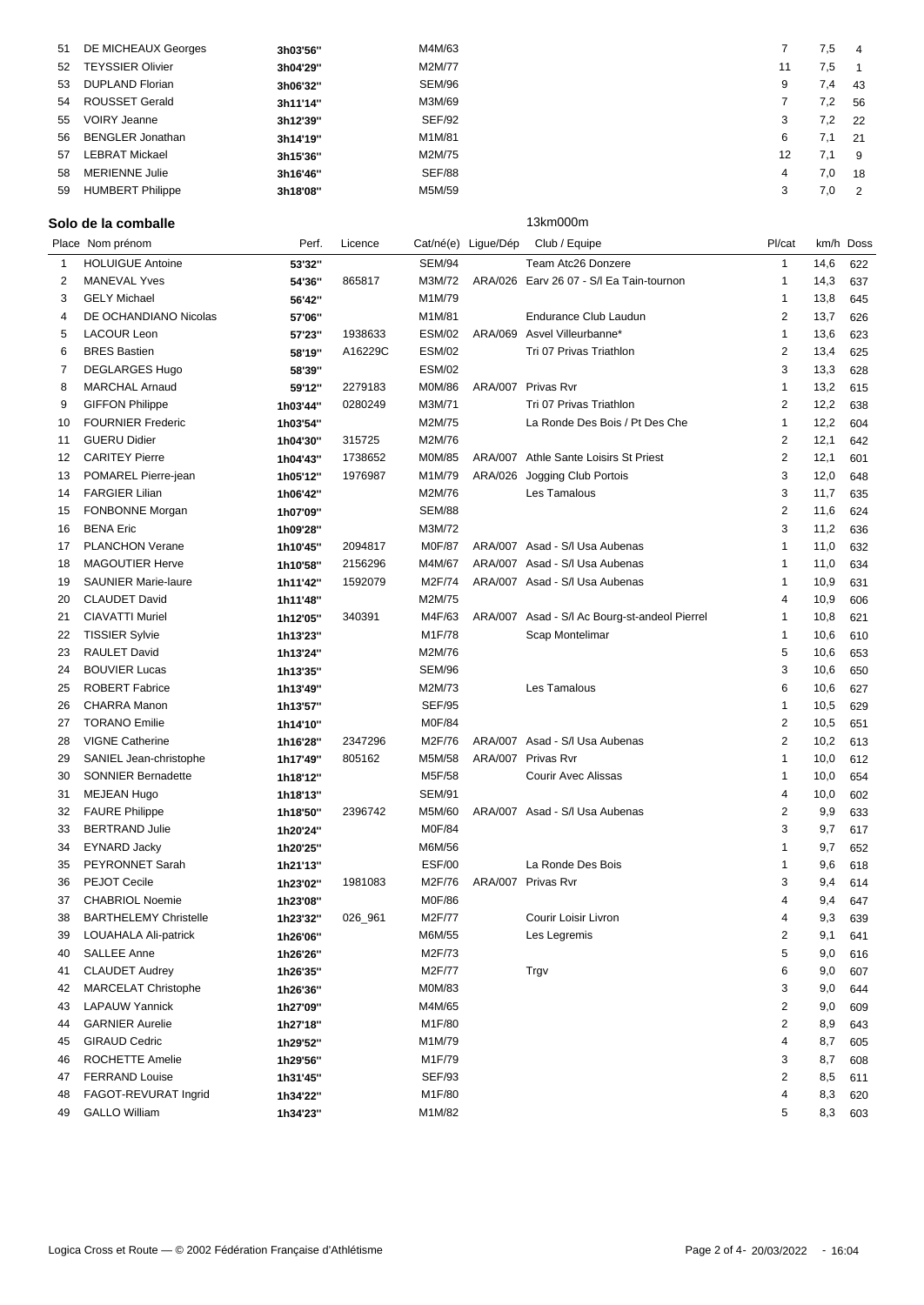| 51 | DE MICHEAUX Georges | 3h03'56'' | | M4M/63 | | | 7 | 7,5 | 4 |
|---|---|---|---|---|---|---|---|---|---|
| 52 | TEYSSIER Olivier | 3h04'29'' | | M2M/77 | | | 11 | 7,5 | 1 |
| 53 | DUPLAND Florian | 3h06'32'' | | SEM/96 | | | 9 | 7,4 | 43 |
| 54 | ROUSSET Gerald | 3h11'14'' | | M3M/69 | | | 7 | 7,2 | 56 |
| 55 | VOIRY Jeanne | 3h12'39'' | | SEF/92 | | | 3 | 7,2 | 22 |
| 56 | BENGLER Jonathan | 3h14'19'' | | M1M/81 | | | 6 | 7,1 | 21 |
| 57 | LEBRAT Mickael | 3h15'36'' | | M2M/75 | | | 12 | 7,1 | 9 |
| 58 | MERIENNE Julie | 3h16'46'' | | SEF/88 | | | 4 | 7,0 | 18 |
| 59 | HUMBERT Philippe | 3h18'08'' | | M5M/59 | | | 3 | 7,0 | 2 |

## Solo de la comballe

13km000m

| Place | Nom prénom | Perf. | Licence | Cat/né(e) | Ligue/Dép | Club / Equipe | Pl/cat | km/h | Doss |
|---|---|---|---|---|---|---|---|---|---|
| 1 | HOLUIGUE Antoine | 53'32'' | | SEM/94 | | Team Atc26 Donzere | 1 | 14,6 | 622 |
| 2 | MANEVAL Yves | 54'36'' | 865817 | M3M/72 | ARA/026 | Earv 26 07 - S/l Ea Tain-tournon | 1 | 14,3 | 637 |
| 3 | GELY Michael | 56'42'' | | M1M/79 | | | 1 | 13,8 | 645 |
| 4 | DE OCHANDIANO Nicolas | 57'06'' | | M1M/81 | | Endurance Club Laudun | 2 | 13,7 | 626 |
| 5 | LACOUR Leon | 57'23'' | 1938633 | ESM/02 | ARA/069 | Asvel Villeurbanne* | 1 | 13,6 | 623 |
| 6 | BRES Bastien | 58'19'' | A16229C | ESM/02 | | Tri 07 Privas Triathlon | 2 | 13,4 | 625 |
| 7 | DEGLARGES Hugo | 58'39'' | | ESM/02 | | | 3 | 13,3 | 628 |
| 8 | MARCHAL Arnaud | 59'12'' | 2279183 | M0M/86 | ARA/007 | Privas Rvr | 1 | 13,2 | 615 |
| 9 | GIFFON Philippe | 1h03'44'' | 0280249 | M3M/71 | | Tri 07 Privas Triathlon | 2 | 12,2 | 638 |
| 10 | FOURNIER Frederic | 1h03'54'' | | M2M/75 | | La Ronde Des Bois / Pt Des Che | 1 | 12,2 | 604 |
| 11 | GUERU Didier | 1h04'30'' | 315725 | M2M/76 | | | 2 | 12,1 | 642 |
| 12 | CARITEY Pierre | 1h04'43'' | 1738652 | M0M/85 | ARA/007 | Athle Sante Loisirs St Priest | 2 | 12,1 | 601 |
| 13 | POMAREL Pierre-jean | 1h05'12'' | 1976987 | M1M/79 | ARA/026 | Jogging Club Portois | 3 | 12,0 | 648 |
| 14 | FARGIER Lilian | 1h06'42'' | | M2M/76 | | Les Tamalous | 3 | 11,7 | 635 |
| 15 | FONBONNE Morgan | 1h07'09'' | | SEM/88 | | | 2 | 11,6 | 624 |
| 16 | BENA Eric | 1h09'28'' | | M3M/72 | | | 3 | 11,2 | 636 |
| 17 | PLANCHON Verane | 1h10'45'' | 2094817 | M0F/87 | ARA/007 | Asad - S/l Usa Aubenas | 1 | 11,0 | 632 |
| 18 | MAGOUTIER Herve | 1h10'58'' | 2156296 | M4M/67 | ARA/007 | Asad - S/l Usa Aubenas | 1 | 11,0 | 634 |
| 19 | SAUNIER Marie-laure | 1h11'42'' | 1592079 | M2F/74 | ARA/007 | Asad - S/l Usa Aubenas | 1 | 10,9 | 631 |
| 20 | CLAUDET David | 1h11'48'' | | M2M/75 | | | 4 | 10,9 | 606 |
| 21 | CIAVATTI Muriel | 1h12'05'' | 340391 | M4F/63 | ARA/007 | Asad - S/l Ac Bourg-st-andeol Pierrel | 1 | 10,8 | 621 |
| 22 | TISSIER Sylvie | 1h13'23'' | | M1F/78 | | Scap Montelimar | 1 | 10,6 | 610 |
| 23 | RAULET David | 1h13'24'' | | M2M/76 | | | 5 | 10,6 | 653 |
| 24 | BOUVIER Lucas | 1h13'35'' | | SEM/96 | | | 3 | 10,6 | 650 |
| 25 | ROBERT Fabrice | 1h13'49'' | | M2M/73 | | Les Tamalous | 6 | 10,6 | 627 |
| 26 | CHARRA Manon | 1h13'57'' | | SEF/95 | | | 1 | 10,5 | 629 |
| 27 | TORANO Emilie | 1h14'10'' | | M0F/84 | | | 2 | 10,5 | 651 |
| 28 | VIGNE Catherine | 1h16'28'' | 2347296 | M2F/76 | ARA/007 | Asad - S/l Usa Aubenas | 2 | 10,2 | 613 |
| 29 | SANIEL Jean-christophe | 1h17'49'' | 805162 | M5M/58 | ARA/007 | Privas Rvr | 1 | 10,0 | 612 |
| 30 | SONNIER Bernadette | 1h18'12'' | | M5F/58 | | Courir Avec Alissas | 1 | 10,0 | 654 |
| 31 | MEJEAN Hugo | 1h18'13'' | | SEM/91 | | | 4 | 10,0 | 602 |
| 32 | FAURE Philippe | 1h18'50'' | 2396742 | M5M/60 | ARA/007 | Asad - S/l Usa Aubenas | 2 | 9,9 | 633 |
| 33 | BERTRAND Julie | 1h20'24'' | | M0F/84 | | | 3 | 9,7 | 617 |
| 34 | EYNARD Jacky | 1h20'25'' | | M6M/56 | | | 1 | 9,7 | 652 |
| 35 | PEYRONNET Sarah | 1h21'13'' | | ESF/00 | | La Ronde Des Bois | 1 | 9,6 | 618 |
| 36 | PEJOT Cecile | 1h23'02'' | 1981083 | M2F/76 | ARA/007 | Privas Rvr | 3 | 9,4 | 614 |
| 37 | CHABRIOL Noemie | 1h23'08'' | | M0F/86 | | | 4 | 9,4 | 647 |
| 38 | BARTHELEMY Christelle | 1h23'32'' | 026_961 | M2F/77 | | Courir Loisir Livron | 4 | 9,3 | 639 |
| 39 | LOUAHALA Ali-patrick | 1h26'06'' | | M6M/55 | | Les Legremis | 2 | 9,1 | 641 |
| 40 | SALLEE Anne | 1h26'26'' | | M2F/73 | | | 5 | 9,0 | 616 |
| 41 | CLAUDET Audrey | 1h26'35'' | | M2F/77 | | Trgv | 6 | 9,0 | 607 |
| 42 | MARCELAT Christophe | 1h26'36'' | | M0M/83 | | | 3 | 9,0 | 644 |
| 43 | LAPAUW Yannick | 1h27'09'' | | M4M/65 | | | 2 | 9,0 | 609 |
| 44 | GARNIER Aurelie | 1h27'18'' | | M1F/80 | | | 2 | 8,9 | 643 |
| 45 | GIRAUD Cedric | 1h29'52'' | | M1M/79 | | | 4 | 8,7 | 605 |
| 46 | ROCHETTE Amelie | 1h29'56'' | | M1F/79 | | | 3 | 8,7 | 608 |
| 47 | FERRAND Louise | 1h31'45'' | | SEF/93 | | | 2 | 8,5 | 611 |
| 48 | FAGOT-REVURAT Ingrid | 1h34'22'' | | M1F/80 | | | 4 | 8,3 | 620 |
| 49 | GALLO William | 1h34'23'' | | M1M/82 | | | 5 | 8,3 | 603 |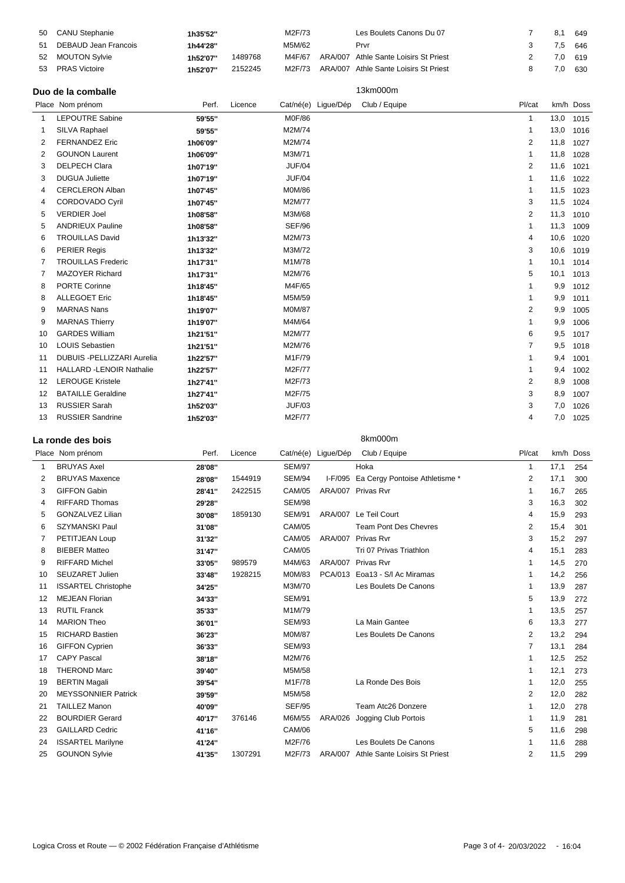| Place | Nom prénom | Perf. | Licence | Cat/né(e) | Ligue/Dép | Club / Equipe | Pl/cat | km/h | Doss |
|---|---|---|---|---|---|---|---|---|---|
| 50 | CANU Stephanie | **1h35'52''** | | M2F/73 | | Les Boulets Canons Du 07 | 7 | 8,1 | 649 |
| 51 | DEBAUD Jean Francois | **1h44'28''** | | M5M/62 | | Prvr | 3 | 7,5 | 646 |
| 52 | MOUTON Sylvie | **1h52'07''** | 1489768 | M4F/67 | ARA/007 | Athle Sante Loisirs St Priest | 2 | 7,0 | 619 |
| 53 | PRAS Victoire | **1h52'07''** | 2152245 | M2F/73 | ARA/007 | Athle Sante Loisirs St Priest | 8 | 7,0 | 630 |

## Duo de la comballe

13km000m

| Place | Nom prénom | Perf. | Licence | Cat/né(e) | Ligue/Dép | Club / Equipe | Pl/cat | km/h | Doss |
|---|---|---|---|---|---|---|---|---|---|
| 1 | LEPOUTRE Sabine | **59'55''** | | M0F/86 | | | 1 | 13,0 | 1015 |
| 1 | SILVA Raphael | **59'55''** | | M2M/74 | | | 1 | 13,0 | 1016 |
| 2 | FERNANDEZ Eric | **1h06'09''** | | M2M/74 | | | 2 | 11,8 | 1027 |
| 2 | GOUNON Laurent | **1h06'09''** | | M3M/71 | | | 1 | 11,8 | 1028 |
| 3 | DELPECH Clara | **1h07'19''** | | JUF/04 | | | 2 | 11,6 | 1021 |
| 3 | DUGUA Juliette | **1h07'19''** | | JUF/04 | | | 1 | 11,6 | 1022 |
| 4 | CERCLERON Alban | **1h07'45''** | | M0M/86 | | | 1 | 11,5 | 1023 |
| 4 | CORDOVADO Cyril | **1h07'45''** | | M2M/77 | | | 3 | 11,5 | 1024 |
| 5 | VERDIER Joel | **1h08'58''** | | M3M/68 | | | 2 | 11,3 | 1010 |
| 5 | ANDRIEUX Pauline | **1h08'58''** | | SEF/96 | | | 1 | 11,3 | 1009 |
| 6 | TROUILLAS David | **1h13'32''** | | M2M/73 | | | 4 | 10,6 | 1020 |
| 6 | PERIER Regis | **1h13'32''** | | M3M/72 | | | 3 | 10,6 | 1019 |
| 7 | TROUILLAS Frederic | **1h17'31''** | | M1M/78 | | | 1 | 10,1 | 1014 |
| 7 | MAZOYER Richard | **1h17'31''** | | M2M/76 | | | 5 | 10,1 | 1013 |
| 8 | PORTE Corinne | **1h18'45''** | | M4F/65 | | | 1 | 9,9 | 1012 |
| 8 | ALLEGOET Eric | **1h18'45''** | | M5M/59 | | | 1 | 9,9 | 1011 |
| 9 | MARNAS Nans | **1h19'07''** | | M0M/87 | | | 2 | 9,9 | 1005 |
| 9 | MARNAS Thierry | **1h19'07''** | | M4M/64 | | | 1 | 9,9 | 1006 |
| 10 | GARDES William | **1h21'51''** | | M2M/77 | | | 6 | 9,5 | 1017 |
| 10 | LOUIS Sebastien | **1h21'51''** | | M2M/76 | | | 7 | 9,5 | 1018 |
| 11 | DUBUIS -PELLIZZARI Aurelia | **1h22'57''** | | M1F/79 | | | 1 | 9,4 | 1001 |
| 11 | HALLARD -LENOIR Nathalie | **1h22'57''** | | M2F/77 | | | 1 | 9,4 | 1002 |
| 12 | LEROUGE Kristele | **1h27'41''** | | M2F/73 | | | 2 | 8,9 | 1008 |
| 12 | BATAILLE Geraldine | **1h27'41''** | | M2F/75 | | | 3 | 8,9 | 1007 |
| 13 | RUSSIER Sarah | **1h52'03''** | | JUF/03 | | | 3 | 7,0 | 1026 |
| 13 | RUSSIER Sandrine | **1h52'03''** | | M2F/77 | | | 4 | 7,0 | 1025 |

## La ronde des bois

8km000m

| Place | Nom prénom | Perf. | Licence | Cat/né(e) | Ligue/Dép | Club / Equipe | Pl/cat | km/h | Doss |
|---|---|---|---|---|---|---|---|---|---|
| 1 | BRUYAS Axel | **28'08''** | | SEM/97 | | Hoka | 1 | 17,1 | 254 |
| 2 | BRUYAS Maxence | **28'08''** | 1544919 | SEM/94 | I-F/095 | Ea Cergy Pontoise Athletisme * | 2 | 17,1 | 300 |
| 3 | GIFFON Gabin | **28'41''** | 2422515 | CAM/05 | ARA/007 | Privas Rvr | 1 | 16,7 | 265 |
| 4 | RIFFARD Thomas | **29'28''** | | SEM/98 | | | 3 | 16,3 | 302 |
| 5 | GONZALVEZ Lilian | **30'08''** | 1859130 | SEM/91 | ARA/007 | Le Teil Court | 4 | 15,9 | 293 |
| 6 | SZYMANSKI Paul | **31'08''** | | CAM/05 | | Team Pont Des Chevres | 2 | 15,4 | 301 |
| 7 | PETITJEAN Loup | **31'32''** | | CAM/05 | ARA/007 | Privas Rvr | 3 | 15,2 | 297 |
| 8 | BIEBER Matteo | **31'47''** | | CAM/05 | | Tri 07 Privas Triathlon | 4 | 15,1 | 283 |
| 9 | RIFFARD Michel | **33'05''** | 989579 | M4M/63 | ARA/007 | Privas Rvr | 1 | 14,5 | 270 |
| 10 | SEUZARET Julien | **33'48''** | 1928215 | M0M/83 | PCA/013 | Eoa13 - S/l Ac Miramas | 1 | 14,2 | 256 |
| 11 | ISSARTEL Christophe | **34'25''** | | M3M/70 | | Les Boulets De Canons | 1 | 13,9 | 287 |
| 12 | MEJEAN Florian | **34'33''** | | SEM/91 | | | 5 | 13,9 | 272 |
| 13 | RUTIL Franck | **35'33''** | | M1M/79 | | | 1 | 13,5 | 257 |
| 14 | MARION Theo | **36'01''** | | SEM/93 | | La Main Gantee | 6 | 13,3 | 277 |
| 15 | RICHARD Bastien | **36'23''** | | M0M/87 | | Les Boulets De Canons | 2 | 13,2 | 294 |
| 16 | GIFFON Cyprien | **36'33''** | | SEM/93 | | | 7 | 13,1 | 284 |
| 17 | CAPY Pascal | **38'18''** | | M2M/76 | | | 1 | 12,5 | 252 |
| 18 | THEROND Marc | **39'40''** | | M5M/58 | | | 1 | 12,1 | 273 |
| 19 | BERTIN Magali | **39'54''** | | M1F/78 | | La Ronde Des Bois | 1 | 12,0 | 255 |
| 20 | MEYSSONNIER Patrick | **39'59''** | | M5M/58 | | | 2 | 12,0 | 282 |
| 21 | TAILLEZ Manon | **40'09''** | | SEF/95 | | Team Atc26 Donzere | 1 | 12,0 | 278 |
| 22 | BOURDIER Gerard | **40'17''** | 376146 | M6M/55 | ARA/026 | Jogging Club Portois | 1 | 11,9 | 281 |
| 23 | GAILLARD Cedric | **41'16''** | | CAM/06 | | | 5 | 11,6 | 298 |
| 24 | ISSARTEL Marilyne | **41'24''** | | M2F/76 | | Les Boulets De Canons | 1 | 11,6 | 288 |
| 25 | GOUNON Sylvie | **41'35''** | 1307291 | M2F/73 | ARA/007 | Athle Sante Loisirs St Priest | 2 | 11,5 | 299 |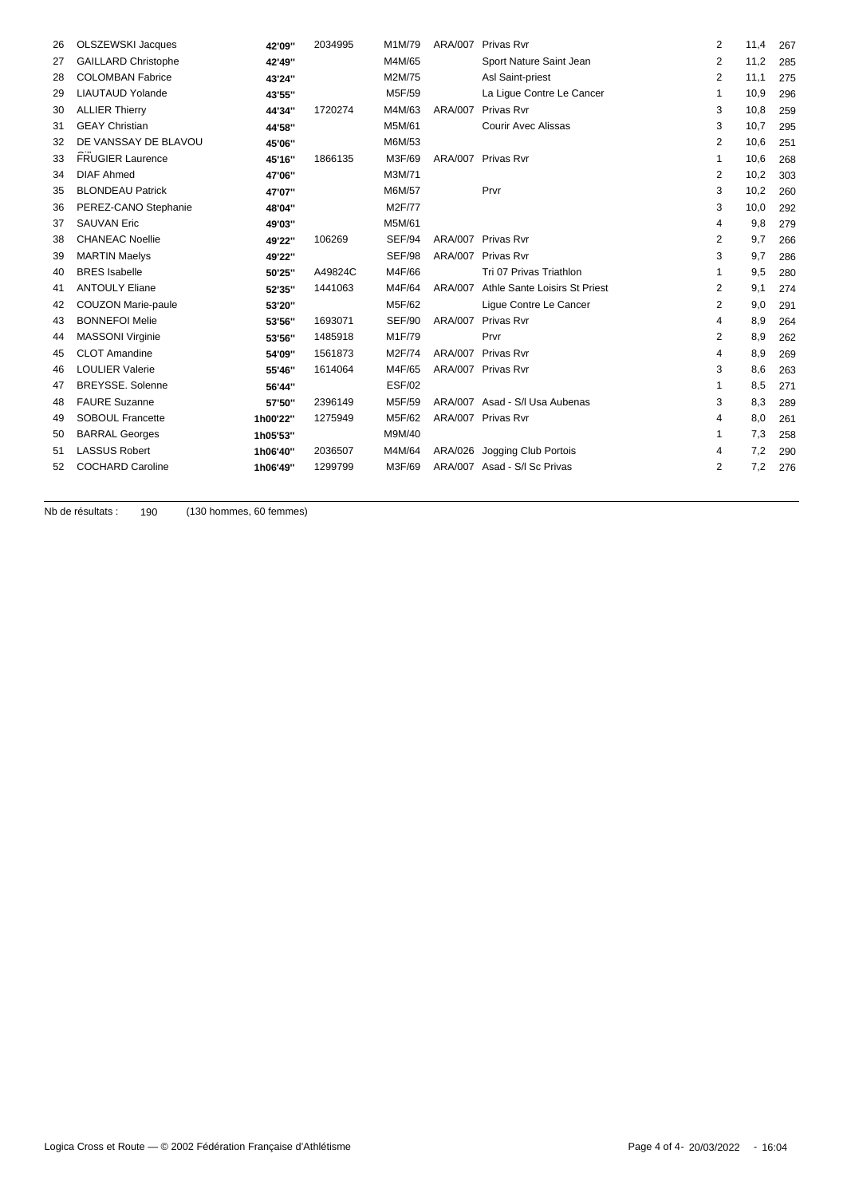| | | | | | | | | | |
|---|---|---|---|---|---|---|---|---|---|
| 26 | OLSZEWSKI Jacques | **42'09''** | 2034995 | M1M/79 | ARA/007 | Privas Rvr | 2 | 11,4 | 267 |
| 27 | GAILLARD Christophe | **42'49''** | | M4M/65 | | Sport Nature Saint Jean | 2 | 11,2 | 285 |
| 28 | COLOMBAN Fabrice | **43'24''** | | M2M/75 | | Asl Saint-priest | 2 | 11,1 | 275 |
| 29 | LIAUTAUD Yolande | **43'55''** | | M5F/59 | | La Ligue Contre Le Cancer | 1 | 10,9 | 296 |
| 30 | ALLIER Thierry | **44'34''** | 1720274 | M4M/63 | ARA/007 | Privas Rvr | 3 | 10,8 | 259 |
| 31 | GEAY Christian | **44'58''** | | M5M/61 | | Courir Avec Alissas | 3 | 10,7 | 295 |
| 32 | DE VANSSAY DE BLAVOU | **45'06''** | | M6M/53 | | | 2 | 10,6 | 251 |
| 33 | FRUGIER Laurence | **45'16''** | 1866135 | M3F/69 | ARA/007 | Privas Rvr | 1 | 10,6 | 268 |
| 34 | DIAF Ahmed | **47'06''** | | M3M/71 | | | 2 | 10,2 | 303 |
| 35 | BLONDEAU Patrick | **47'07''** | | M6M/57 | | Prvr | 3 | 10,2 | 260 |
| 36 | PEREZ-CANO Stephanie | **48'04''** | | M2F/77 | | | 3 | 10,0 | 292 |
| 37 | SAUVAN Eric | **49'03''** | | M5M/61 | | | 4 | 9,8 | 279 |
| 38 | CHANEAC Noellie | **49'22''** | 106269 | SEF/94 | ARA/007 | Privas Rvr | 2 | 9,7 | 266 |
| 39 | MARTIN Maelys | **49'22''** | | SEF/98 | ARA/007 | Privas Rvr | 3 | 9,7 | 286 |
| 40 | BRES Isabelle | **50'25''** | A49824C | M4F/66 | | Tri 07 Privas Triathlon | 1 | 9,5 | 280 |
| 41 | ANTOULY Eliane | **52'35''** | 1441063 | M4F/64 | ARA/007 | Athle Sante Loisirs St Priest | 2 | 9,1 | 274 |
| 42 | COUZON Marie-paule | **53'20''** | | M5F/62 | | Ligue Contre Le Cancer | 2 | 9,0 | 291 |
| 43 | BONNEFOI Melie | **53'56''** | 1693071 | SEF/90 | ARA/007 | Privas Rvr | 4 | 8,9 | 264 |
| 44 | MASSONI Virginie | **53'56''** | 1485918 | M1F/79 | | Prvr | 2 | 8,9 | 262 |
| 45 | CLOT Amandine | **54'09''** | 1561873 | M2F/74 | ARA/007 | Privas Rvr | 4 | 8,9 | 269 |
| 46 | LOULIER Valerie | **55'46''** | 1614064 | M4F/65 | ARA/007 | Privas Rvr | 3 | 8,6 | 263 |
| 47 | BREYSSE. Solenne | **56'44''** | | ESF/02 | | | 1 | 8,5 | 271 |
| 48 | FAURE Suzanne | **57'50''** | 2396149 | M5F/59 | ARA/007 | Asad - S/l Usa Aubenas | 3 | 8,3 | 289 |
| 49 | SOBOUL Francette | **1h00'22''** | 1275949 | M5F/62 | ARA/007 | Privas Rvr | 4 | 8,0 | 261 |
| 50 | BARRAL Georges | **1h05'53''** | | M9M/40 | | | 1 | 7,3 | 258 |
| 51 | LASSUS Robert | **1h06'40''** | 2036507 | M4M/64 | ARA/026 | Jogging Club Portois | 4 | 7,2 | 290 |
| 52 | COCHARD Caroline | **1h06'49''** | 1299799 | M3F/69 | ARA/007 | Asad - S/l Sc Privas | 2 | 7,2 | 276 |

Nb de résultats : 190 (130 hommes, 60 femmes)